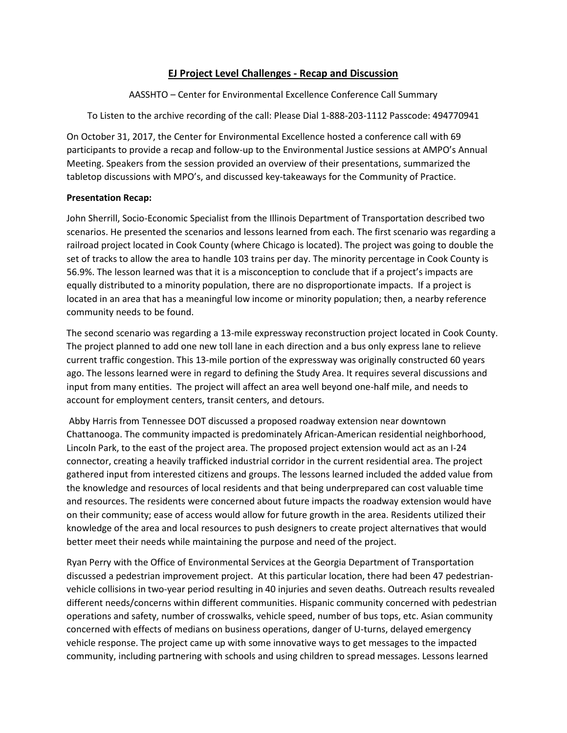# EJ Project Level Challenges - Recap and Discussion

AASSHTO – Center for Environmental Excellence Conference Call Summary

To Listen to the archive recording of the call: Please Dial 1-888-203-1112 Passcode: 494770941

On October 31, 2017, the Center for Environmental Excellence hosted a conference call with 69 participants to provide a recap and follow-up to the Environmental Justice sessions at AMPO's Annual Meeting. Speakers from the session provided an overview of their presentations, summarized the tabletop discussions with MPO's, and discussed key-takeaways for the Community of Practice.

**Presentation Recap:**

John Sherrill, Socio-Economic Specialist from the Illinois Department of Transportation described two scenarios. He presented the scenarios and lessons learned from each. The first scenario was regarding a railroad project located in Cook County (where Chicago is located). The project was going to double the set of tracks to allow the area to handle 103 trains per day. The minority percentage in Cook County is 56.9%. The lesson learned was that it is a misconception to conclude that if a project's impacts are equally distributed to a minority population, there are no disproportionate impacts. If a project is located in an area that has a meaningful low income or minority population; then, a nearby reference community needs to be found.

The second scenario was regarding a 13-mile expressway reconstruction project located in Cook County. The project planned to add one new toll lane in each direction and a bus only express lane to relieve current traffic congestion. This 13-mile portion of the expressway was originally constructed 60 years ago. The lessons learned were in regard to defining the Study Area. It requires several discussions and input from many entities. The project will affect an area well beyond one-half mile, and needs to account for employment centers, transit centers, and detours.

Abby Harris from Tennessee DOT discussed a proposed roadway extension near downtown Chattanooga. The community impacted is predominately African-American residential neighborhood, Lincoln Park, to the east of the project area. The proposed project extension would act as an I-24 connector, creating a heavily trafficked industrial corridor in the current residential area. The project gathered input from interested citizens and groups. The lessons learned included the added value from the knowledge and resources of local residents and that being underprepared can cost valuable time and resources. The residents were concerned about future impacts the roadway extension would have on their community; ease of access would allow for future growth in the area. Residents utilized their knowledge of the area and local resources to push designers to create project alternatives that would better meet their needs while maintaining the purpose and need of the project.

Ryan Perry with the Office of Environmental Services at the Georgia Department of Transportation discussed a pedestrian improvement project. At this particular location, there had been 47 pedestrian-vehicle collisions in two-year period resulting in 40 injuries and seven deaths. Outreach results revealed different needs/concerns within different communities. Hispanic community concerned with pedestrian operations and safety, number of crosswalks, vehicle speed, number of bus tops, etc. Asian community concerned with effects of medians on business operations, danger of U-turns, delayed emergency vehicle response. The project came up with some innovative ways to get messages to the impacted community, including partnering with schools and using children to spread messages. Lessons learned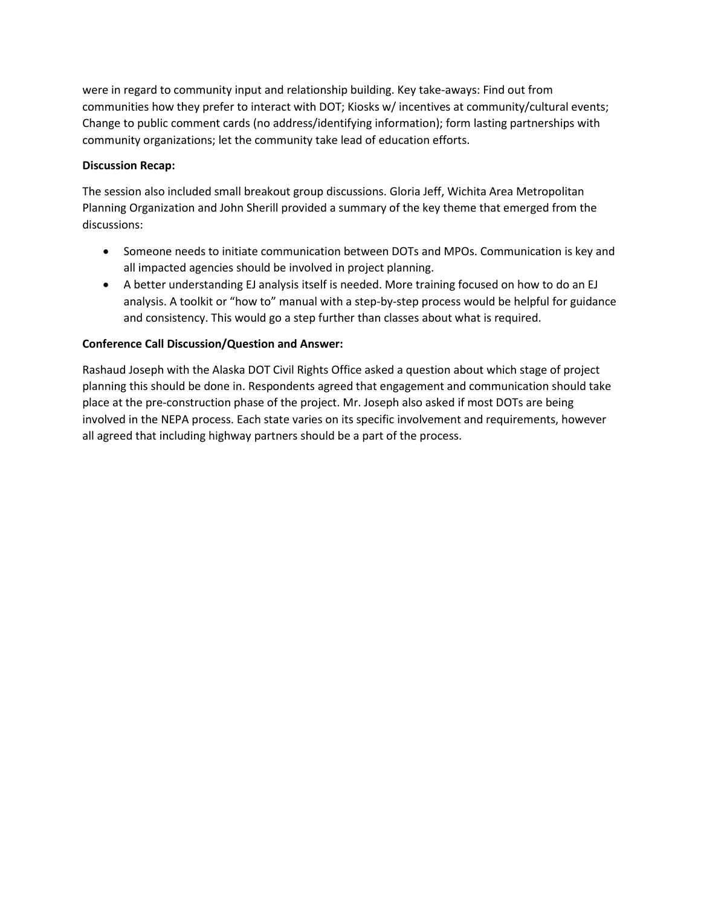were in regard to community input and relationship building. Key take-aways: Find out from communities how they prefer to interact with DOT; Kiosks w/ incentives at community/cultural events; Change to public comment cards (no address/identifying information); form lasting partnerships with community organizations; let the community take lead of education efforts.

**Discussion Recap:**

The session also included small breakout group discussions. Gloria Jeff, Wichita Area Metropolitan Planning Organization and John Sherill provided a summary of the key theme that emerged from the discussions:

- Someone needs to initiate communication between DOTs and MPOs. Communication is key and all impacted agencies should be involved in project planning.
- A better understanding EJ analysis itself is needed. More training focused on how to do an EJ analysis. A toolkit or "how to" manual with a step-by-step process would be helpful for guidance and consistency. This would go a step further than classes about what is required.

**Conference Call Discussion/Question and Answer:**

Rashaud Joseph with the Alaska DOT Civil Rights Office asked a question about which stage of project planning this should be done in. Respondents agreed that engagement and communication should take place at the pre-construction phase of the project. Mr. Joseph also asked if most DOTs are being involved in the NEPA process. Each state varies on its specific involvement and requirements, however all agreed that including highway partners should be a part of the process.